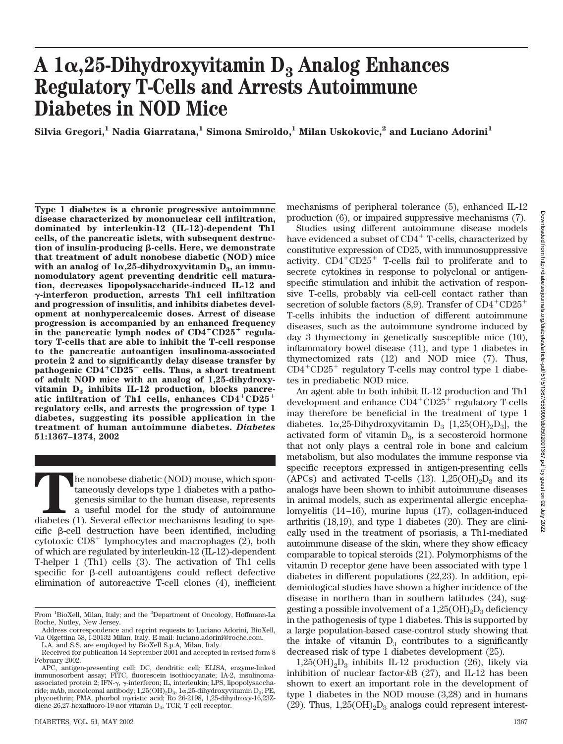# A 1α,25-Dihydroxyvitamin $D_3$ Analog Enhances Regulatory T-Cells and Arrests Autoimmune Diabetes in NOD Mice

Silvia Gregori,[1] Nadia Giarratana,[1] Simona Smiroldo,[1] Milan Uskokovic,[2] and Luciano Adorini[1]

**Type 1 diabetes is a chronic progressive autoimmune disease characterized by mononuclear cell infiltration, dominated by interleukin-12 (IL-12)-dependent Th1 cells, of the pancreatic islets, with subsequent destruction of insulin-producing β-cells. Here, we demonstrate that treatment of adult nonobese diabetic (NOD) mice with an analog of 1α,25-dihydroxyvitamin $D_3$, an immunomodulatory agent preventing dendritic cell maturation, decreases lipopolysaccharide-induced IL-12 and γ-interferon production, arrests Th1 cell infiltration and progression of insulitis, and inhibits diabetes development at nonhypercalcemic doses. Arrest of disease progression is accompanied by an enhanced frequency in the pancreatic lymph nodes of $CD4^+CD25^+$ regulatory T-cells that are able to inhibit the T-cell response to the pancreatic autoantigen insulinoma-associated protein 2 and to significantly delay disease transfer by pathogenic $CD4^+CD25^-$ cells. Thus, a short treatment of adult NOD mice with an analog of 1,25-dihydroxyvitamin $D_3$ inhibits IL-12 production, blocks pancreatic infiltration of Th1 cells, enhances $CD4^+CD25^+$ regulatory cells, and arrests the progression of type 1 diabetes, suggesting its possible application in the treatment of human autoimmune diabetes. *Diabetes* 51:1367–1374, 2002**

The nonobese diabetic (NOD) mouse, which spontaneously develops type 1 diabetes with a pathogenesis similar to the human disease, represents a useful model for the study of autoimmune diabetes (1). Several effector mechanisms leading to specific β-cell destruction have been identified, including cytotoxic $CD8^+$ lymphocytes and macrophages (2), both of which are regulated by interleukin-12 (IL-12)-dependent T-helper 1 (Th1) cells (3). The activation of Th1 cells specific for β-cell autoantigens could reflect defective elimination of autoreactive T-cell clones (4), inefficient mechanisms of peripheral tolerance (5), enhanced IL-12 production (6), or impaired suppressive mechanisms (7).

Studies using different autoimmune disease models have evidenced a subset of $CD4^+$ T-cells, characterized by constitutive expression of CD25, with immunosuppressive activity. $CD4^+CD25^+$ T-cells fail to proliferate and to secrete cytokines in response to polyclonal or antigen-specific stimulation and inhibit the activation of responsive T-cells, probably via cell-cell contact rather than secretion of soluble factors (8,9). Transfer of $CD4^+CD25^+$ T-cells inhibits the induction of different autoimmune diseases, such as the autoimmune syndrome induced by day 3 thymectomy in genetically susceptible mice (10), inflammatory bowel disease (11), and type 1 diabetes in thymectomized rats (12) and NOD mice (7). Thus, $CD4^+CD25^+$ regulatory T-cells may control type 1 diabetes in prediabetic NOD mice.

An agent able to both inhibit IL-12 production and Th1 development and enhance $CD4^+CD25^+$ regulatory T-cells may therefore be beneficial in the treatment of type 1 diabetes. 1α,25-Dihydroxyvitamin $D_3$ [$1,25(OH)_2D_3$], the activated form of vitamin $D_3$, is a secosteroid hormone that not only plays a central role in bone and calcium metabolism, but also modulates the immune response via specific receptors expressed in antigen-presenting cells (APCs) and activated T-cells (13). $1,25(OH)_2D_3$ and its analogs have been shown to inhibit autoimmune diseases in animal models, such as experimental allergic encephalomyelitis (14–16), murine lupus (17), collagen-induced arthritis (18,19), and type 1 diabetes (20). They are clinically used in the treatment of psoriasis, a Th1-mediated autoimmune disease of the skin, where they show efficacy comparable to topical steroids (21). Polymorphisms of the vitamin D receptor gene have been associated with type 1 diabetes in different populations (22,23). In addition, epidemiological studies have shown a higher incidence of the disease in northern than in southern latitudes (24), suggesting a possible involvement of a $1,25(OH)_2D_3$ deficiency in the pathogenesis of type 1 diabetes. This is supported by a large population-based case-control study showing that the intake of vitamin $D_3$ contributes to a significantly decreased risk of type 1 diabetes development (25).

$1,25(OH)_2D_3$ inhibits IL-12 production (26), likely via inhibition of nuclear factor-*k*B (27), and IL-12 has been shown to exert an important role in the development of type 1 diabetes in the NOD mouse (3,28) and in humans (29). Thus, $1,25(OH)_2D_3$ analogs could represent interest-

From [1]BioXell, Milan, Italy; and the [2]Department of Oncology, Hoffmann-La Roche, Nutley, New Jersey.

Address correspondence and reprint requests to Luciano Adorini, BioXell, Via Olgettina 58, I-20132 Milan, Italy. E-mail: luciano.adorini@roche.com.

L.A. and S.S. are employed by BioXell S.p.A, Milan, Italy.

Received for publication 14 September 2001 and accepted in revised form 8 February 2002.

APC, antigen-presenting cell; DC, dendritic cell; ELISA, enzyme-linked immunosorbent assay; FITC, fluorescein isothiocyanate; IA-2, insulinoma-associated protein 2; IFN-γ, γ-interferon; IL, interleukin; LPS, lipopolysaccharide; mAb, monolconal antibody; $1,25(OH)_2D_3$, 1α,25-dihydroxyvitamin $D_3$; PE, phycoethrin; PMA, phorbol myristic acid; Ro 26-2198, 1,25-dihydroxy-16,23Z-diene-26,27-hexafluoro-19-nor vitamin $D_3$; TCR, T-cell receptor.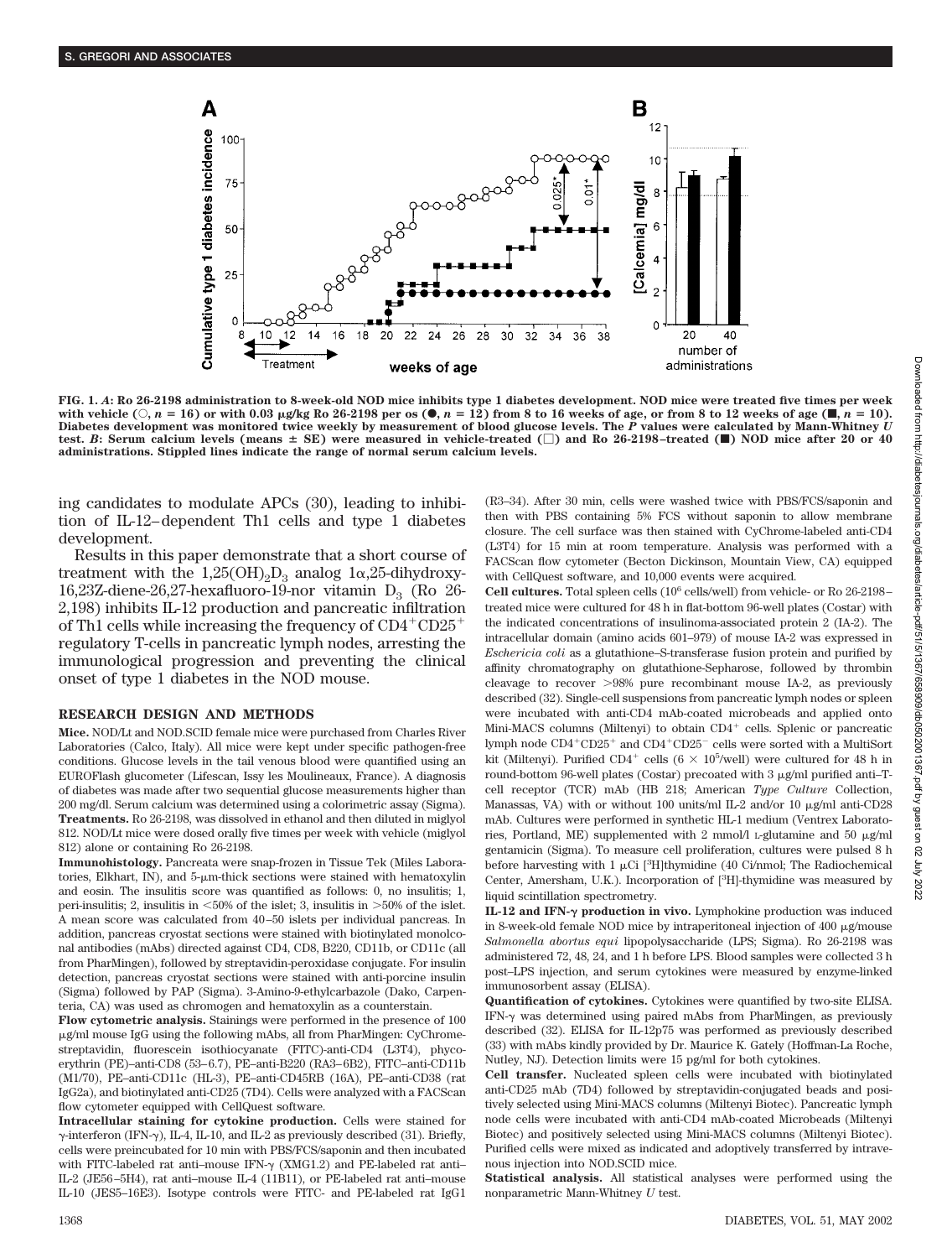**FIG. 1. *A*: Ro 26-2198 administration to 8-week-old NOD mice inhibits type 1 diabetes development. NOD mice were treated five times per week with vehicle (○, $n = 16$) or with 0.03 μg/kg Ro 26-2198 per os (●, $n = 12$) from 8 to 16 weeks of age, or from 8 to 12 weeks of age (■, $n = 10$). Diabetes development was monitored twice weekly by measurement of blood glucose levels. The *P* values were calculated by Mann-Whitney *U* test. *B*: Serum calcium levels (means ± SE) were measured in vehicle-treated (□) and Ro 26-2198–treated (■) NOD mice after 20 or 40 administrations. Stippled lines indicate the range of normal serum calcium levels.**

ing candidates to modulate APCs (30), leading to inhibition of IL-12–dependent Th1 cells and type 1 diabetes development.

Results in this paper demonstrate that a short course of treatment with the $1,25(OH)_2D_3$ analog 1α,25-dihydroxy-16,23Z-diene-26,27-hexafluoro-19-nor vitamin $D_3$ (Ro 26-2,198) inhibits IL-12 production and pancreatic infiltration of Th1 cells while increasing the frequency of $CD4^+CD25^+$ regulatory T-cells in pancreatic lymph nodes, arresting the immunological progression and preventing the clinical onset of type 1 diabetes in the NOD mouse.

## RESEARCH DESIGN AND METHODS

**Mice.** NOD/Lt and NOD.SCID female mice were purchased from Charles River Laboratories (Calco, Italy). All mice were kept under specific pathogen-free conditions. Glucose levels in the tail venous blood were quantified using an EUROFlash glucometer (Lifescan, Issy les Moulineaux, France). A diagnosis of diabetes was made after two sequential glucose measurements higher than 200 mg/dl. Serum calcium was determined using a colorimetric assay (Sigma).

**Treatments.** Ro 26-2198, was dissolved in ethanol and then diluted in miglyol 812. NOD/Lt mice were dosed orally five times per week with vehicle (miglyol 812) alone or containing Ro 26-2198.

**Immunohistology.** Pancreata were snap-frozen in Tissue Tek (Miles Laboratories, Elkhart, IN), and 5-μm-thick sections were stained with hematoxylin and eosin. The insulitis score was quantified as follows: 0, no insulitis; 1, peri-insulitis; 2, insulitis in <50% of the islet; 3, insulitis in >50% of the islet. A mean score was calculated from 40–50 islets per individual pancreas. In addition, pancreas cryostat sections were stained with biotinylated monoclonal antibodies (mAbs) directed against CD4, CD8, B220, CD11b, or CD11c (all from PharMingen), followed by streptavidin-peroxidase conjugate. For insulin detection, pancreas cryostat sections were stained with anti-porcine insulin (Sigma) followed by PAP (Sigma). 3-Amino-9-ethylcarbazole (Dako, Carpenteria, CA) was used as chromogen and hematoxylin as a counterstain.

**Flow cytometric analysis.** Stainings were performed in the presence of 100 μg/ml mouse IgG using the following mAbs, all from PharMingen: CyChrome-streptavidin, fluorescein isothiocyanate (FITC)-anti-CD4 (L3T4), phycoerythrin (PE)–anti-CD8 (53–6.7), PE–anti-B220 (RA3–6B2), FITC–anti-CD11b (M1/70), PE–anti-CD11c (HL-3), PE–anti-CD45RB (16A), PE–anti-CD38 (rat IgG2a), and biotinylated anti-CD25 (7D4). Cells were analyzed with a FACScan flow cytometer equipped with CellQuest software.

**Intracellular staining for cytokine production.** Cells were stained for γ-interferon (IFN-γ), IL-4, IL-10, and IL-2 as previously described (31). Briefly, cells were preincubated for 10 min with PBS/FCS/saponin and then incubated with FITC-labeled rat anti–mouse IFN-γ (XMG1.2) and PE-labeled rat anti–IL-2 (JES6–5H4), rat anti–mouse IL-4 (11B11), or PE-labeled rat anti–mouse IL-10 (JES5–16E3). Isotype controls were FITC- and PE-labeled rat IgG1 (R3–34). After 30 min, cells were washed twice with PBS/FCS/saponin and then with PBS containing 5% FCS without saponin to allow membrane closure. The cell surface was then stained with CyChrome-labeled anti-CD4 (L3T4) for 15 min at room temperature. Analysis was performed with a FACScan flow cytometer (Becton Dickinson, Mountain View, CA) equipped with CellQuest software, and 10,000 events were acquired.

**Cell cultures.** Total spleen cells ($10^6$ cells/well) from vehicle- or Ro 26-2198–treated mice were cultured for 48 h in flat-bottom 96-well plates (Costar) with the indicated concentrations of insulinoma-associated protein 2 (IA-2). The intracellular domain (amino acids 601–979) of mouse IA-2 was expressed in *Eschericia coli* as a glutathione–S-transferase fusion protein and purified by affinity chromatography on glutathione-Sepharose, followed by thrombin cleavage to recover >98% pure recombinant mouse IA-2, as previously described (32). Single-cell suspensions from pancreatic lymph nodes or spleen were incubated with anti-CD4 mAb-coated microbeads and applied onto Mini-MACS columns (Miltenyi) to obtain $CD4^+$ cells. Splenic or pancreatic lymph node $CD4^+CD25^+$ and $CD4^+CD25^-$ cells were sorted with a MultiSort kit (Miltenyi). Purified $CD4^+$ cells ($6 \times 10^5$/well) were cultured for 48 h in round-bottom 96-well plates (Costar) precoated with 3 μg/ml purified anti–T-cell receptor (TCR) mAb (HB 218; American *Type Culture* Collection, Manassas, VA) with or without 100 units/ml IL-2 and/or 10 μg/ml anti-CD28 mAb. Cultures were performed in synthetic HL-1 medium (Ventrex Laboratories, Portland, ME) supplemented with 2 mmol/l L-glutamine and 50 μg/ml gentamicin (Sigma). To measure cell proliferation, cultures were pulsed 8 h before harvesting with 1 μCi [$^3$H]thymidine (40 Ci/nmol; The Radiochemical Center, Amersham, U.K.). Incorporation of [$^3$H]-thymidine was measured by liquid scintillation spectrometry.

**IL-12 and IFN-γ production in vivo.** Lymphokine production was induced in 8-week-old female NOD mice by intraperitoneal injection of 400 μg/mouse *Salmonella abortus equi* lipopolysaccharide (LPS; Sigma). Ro 26-2198 was administered 72, 48, 24, and 1 h before LPS. Blood samples were collected 3 h post–LPS injection, and serum cytokines were measured by enzyme-linked immunosorbent assay (ELISA).

**Quantification of cytokines.** Cytokines were quantified by two-site ELISA. IFN-γ was determined using paired mAbs from PharMingen, as previously described (32). ELISA for IL-12p75 was performed as previously described (33) with mAbs kindly provided by Dr. Maurice K. Gately (Hoffman-La Roche, Nutley, NJ). Detection limits were 15 pg/ml for both cytokines.

**Cell transfer.** Nucleated spleen cells were incubated with biotinylated anti-CD25 mAb (7D4) followed by streptavidin-conjugated beads and positively selected using Mini-MACS columns (Miltenyi Biotec). Pancreatic lymph node cells were incubated with anti-CD4 mAb-coated Microbeads (Miltenyi Biotec) and positively selected using Mini-MACS columns (Miltenyi Biotec). Purified cells were mixed as indicated and adoptively transferred by intravenous injection into NOD.SCID mice.

**Statistical analysis.** All statistical analyses were performed using the nonparametric Mann-Whitney *U* test.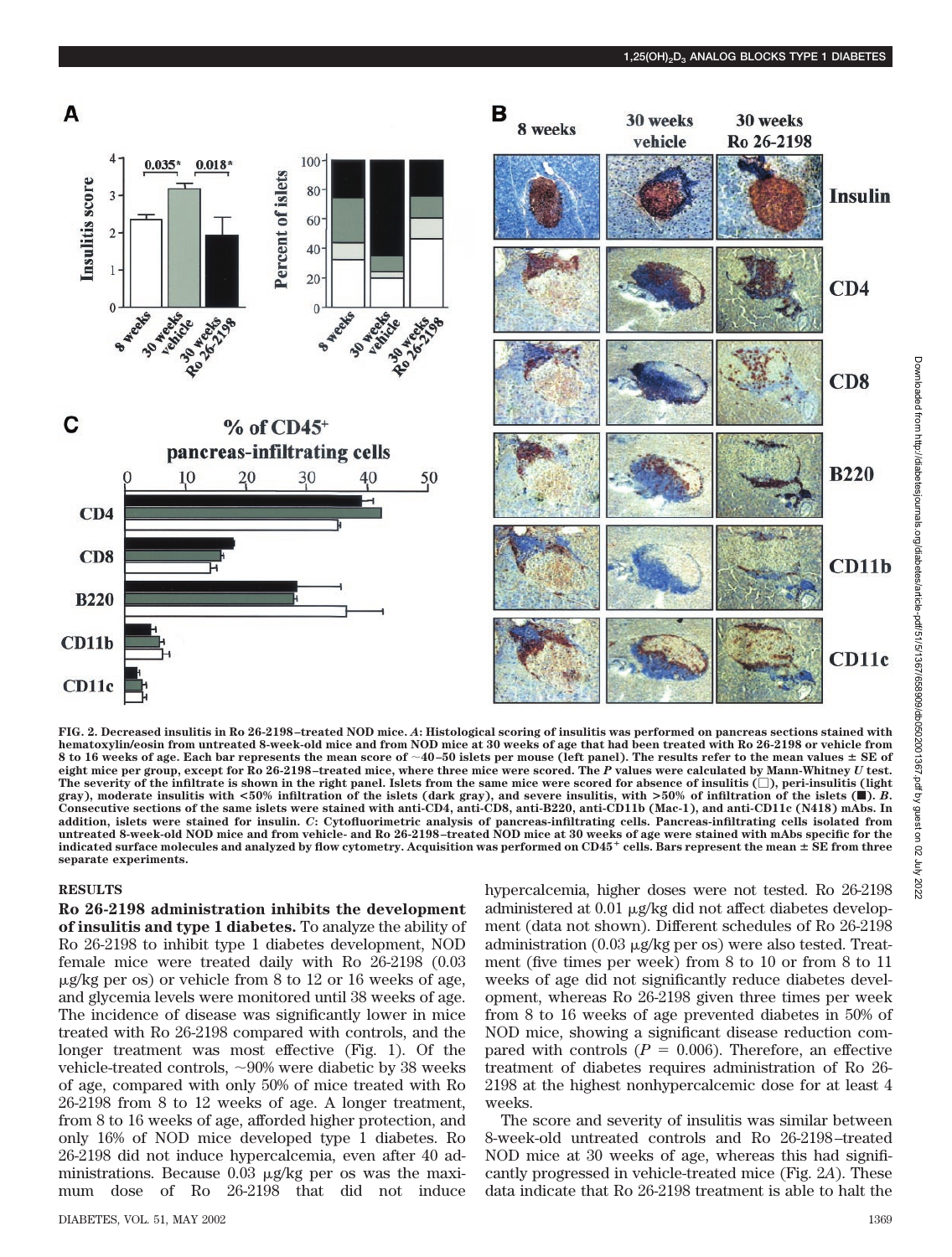FIG. 2. Decreased insulitis in Ro 26-2198–treated NOD mice. *A*: Histological scoring of insulitis was performed on pancreas sections stained with hematoxylin/eosin from untreated 8-week-old mice and from NOD mice at 30 weeks of age that had been treated with Ro 26-2198 or vehicle from 8 to 16 weeks of age. Each bar represents the mean score of ~40–50 islets per mouse (left panel). The results refer to the mean values ± SE of eight mice per group, except for Ro 26-2198–treated mice, where three mice were scored. The *P* values were calculated by Mann-Whitney *U* test. The severity of the infiltrate is shown in the right panel. Islets from the same mice were scored for absence of insulitis (□), peri-insulitis (light gray), moderate insulitis with <50% infiltration of the islets (dark gray), and severe insulitis, with >50% of infiltration of the islets (■). *B*. Consecutive sections of the same islets were stained with anti-CD4, anti-CD8, anti-B220, anti-CD11b (Mac-1), and anti-CD11c (N418) mAbs. In addition, islets were stained for insulin. *C*: Cytofluorimetric analysis of pancreas-infiltrating cells. Pancreas-infiltrating cells isolated from untreated 8-week-old NOD mice and from vehicle- and Ro 26-2198–treated NOD mice at 30 weeks of age were stained with mAbs specific for the indicated surface molecules and analyzed by flow cytometry. Acquisition was performed on $CD45^+$ cells. Bars represent the mean ± SE from three separate experiments.

## RESULTS

**Ro 26-2198 administration inhibits the development of insulitis and type 1 diabetes.** To analyze the ability of Ro 26-2198 to inhibit type 1 diabetes development, NOD female mice were treated daily with Ro 26-2198 (0.03 μg/kg per os) or vehicle from 8 to 12 or 16 weeks of age, and glycemia levels were monitored until 38 weeks of age. The incidence of disease was significantly lower in mice treated with Ro 26-2198 compared with controls, and the longer treatment was most effective (Fig. 1). Of the vehicle-treated controls, ~90% were diabetic by 38 weeks of age, compared with only 50% of mice treated with Ro 26-2198 from 8 to 12 weeks of age. A longer treatment, from 8 to 16 weeks of age, afforded higher protection, and only 16% of NOD mice developed type 1 diabetes. Ro 26-2198 did not induce hypercalcemia, even after 40 administrations. Because 0.03 μg/kg per os was the maximum dose of Ro 26-2198 that did not induce hypercalcemia, higher doses were not tested. Ro 26-2198 administered at 0.01 μg/kg did not affect diabetes development (data not shown). Different schedules of Ro 26-2198 administration (0.03 μg/kg per os) were also tested. Treatment (five times per week) from 8 to 10 or from 8 to 11 weeks of age did not significantly reduce diabetes development, whereas Ro 26-2198 given three times per week from 8 to 16 weeks of age prevented diabetes in 50% of NOD mice, showing a significant disease reduction compared with controls ($P = 0.006$). Therefore, an effective treatment of diabetes requires administration of Ro 26-2198 at the highest nonhypercalcemic dose for at least 4 weeks.

The score and severity of insulitis was similar between 8-week-old untreated controls and Ro 26-2198–treated NOD mice at 30 weeks of age, whereas this had significantly progressed in vehicle-treated mice (Fig. 2*A*). These data indicate that Ro 26-2198 treatment is able to halt the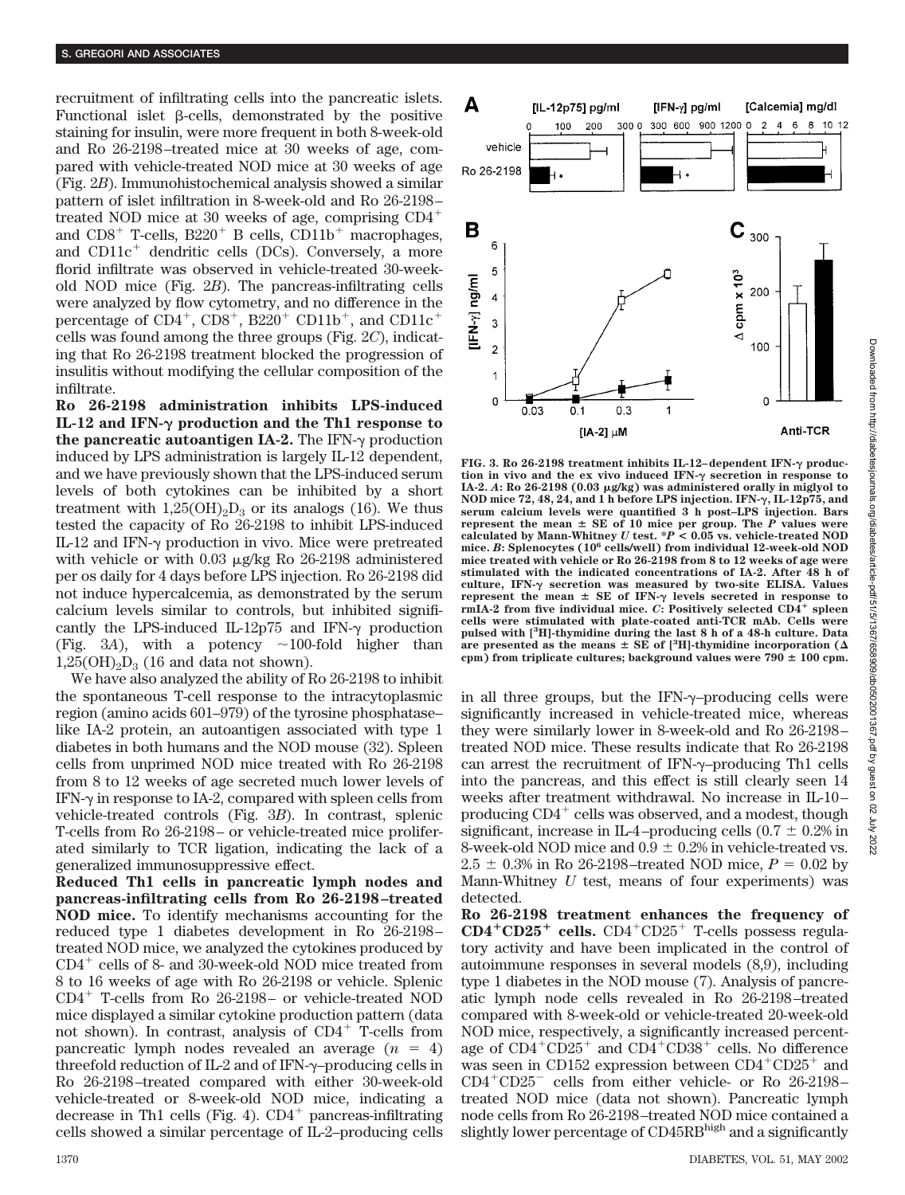recruitment of infiltrating cells into the pancreatic islets. Functional islet β-cells, demonstrated by the positive staining for insulin, were more frequent in both 8-week-old and Ro 26-2198–treated mice at 30 weeks of age, compared with vehicle-treated NOD mice at 30 weeks of age (Fig. 2*B*). Immunohistochemical analysis showed a similar pattern of islet infiltration in 8-week-old and Ro 26-2198–treated NOD mice at 30 weeks of age, comprising $CD4^+$ and $CD8^+$ T-cells, $B220^+$ B cells, $CD11b^+$ macrophages, and $CD11c^+$ dendritic cells (DCs). Conversely, a more florid infiltrate was observed in vehicle-treated 30-week-old NOD mice (Fig. 2*B*). The pancreas-infiltrating cells were analyzed by flow cytometry, and no difference in the percentage of $CD4^+$, $CD8^+$, $B220^+$ $CD11b^+$, and $CD11c^+$ cells was found among the three groups (Fig. 2*C*), indicating that Ro 26-2198 treatment blocked the progression of insulitis without modifying the cellular composition of the infiltrate.

**Ro 26-2198 administration inhibits LPS-induced IL-12 and IFN-γ production and the Th1 response to the pancreatic autoantigen IA-2.** The IFN-γ production induced by LPS administration is largely IL-12 dependent, and we have previously shown that the LPS-induced serum levels of both cytokines can be inhibited by a short treatment with $1,25(OH)_2D_3$ or its analogs (16). We thus tested the capacity of Ro 26-2198 to inhibit LPS-induced IL-12 and IFN-γ production in vivo. Mice were pretreated with vehicle or with 0.03 μg/kg Ro 26-2198 administered per os daily for 4 days before LPS injection. Ro 26-2198 did not induce hypercalcemia, as demonstrated by the serum calcium levels similar to controls, but inhibited significantly the LPS-induced IL-12p75 and IFN-γ production (Fig. 3*A*), with a potency ~100-fold higher than $1,25(OH)_2D_3$ (16 and data not shown).

We have also analyzed the ability of Ro 26-2198 to inhibit the spontaneous T-cell response to the intracytoplasmic region (amino acids 601–979) of the tyrosine phosphatase–like IA-2 protein, an autoantigen associated with type 1 diabetes in both humans and the NOD mouse (32). Spleen cells from unprimed NOD mice treated with Ro 26-2198 from 8 to 12 weeks of age secreted much lower levels of IFN-γ in response to IA-2, compared with spleen cells from vehicle-treated controls (Fig. 3*B*). In contrast, splenic T-cells from Ro 26-2198– or vehicle-treated mice proliferated similarly to TCR ligation, indicating the lack of a generalized immunosuppressive effect.

**Reduced Th1 cells in pancreatic lymph nodes and pancreas-infiltrating cells from Ro 26-2198–treated NOD mice.** To identify mechanisms accounting for the reduced type 1 diabetes development in Ro 26-2198–treated NOD mice, we analyzed the cytokines produced by $CD4^+$ cells of 8- and 30-week-old NOD mice treated from 8 to 16 weeks of age with Ro 26-2198 or vehicle. Splenic $CD4^+$ T-cells from Ro 26-2198– or vehicle-treated NOD mice displayed a similar cytokine production pattern (data not shown). In contrast, analysis of $CD4^+$ T-cells from pancreatic lymph nodes revealed an average ($n = 4$) threefold reduction of IL-2 and of IFN-γ–producing cells in Ro 26-2198–treated compared with either 30-week-old vehicle-treated or 8-week-old NOD mice, indicating a decrease in Th1 cells (Fig. 4). $CD4^+$ pancreas-infiltrating cells showed a similar percentage of IL-2–producing cells in all three groups, but the IFN-γ–producing cells were significantly increased in vehicle-treated mice, whereas they were similarly lower in 8-week-old and Ro 26-2198–treated NOD mice. These results indicate that Ro 26-2198 can arrest the recruitment of IFN-γ–producing Th1 cells into the pancreas, and this effect is still clearly seen 14 weeks after treatment withdrawal. No increase in IL-10–producing $CD4^+$ cells was observed, and a modest, though significant, increase in IL-4–producing cells (0.7 ± 0.4% in 8-week-old NOD mice and 0.9 ± 0.2% in vehicle-treated vs. 2.5 ± 0.3% in Ro 26-2198–treated NOD mice, $P = 0.02$ by Mann-Whitney *U* test, means of four experiments) was detected.

**Ro 26-2198 treatment enhances the frequency of $CD4^+CD25^+$ cells.** $CD4^+CD25^+$ T-cells possess regulatory activity and have been implicated in the control of autoimmune responses in several models (8,9), including type 1 diabetes in the NOD mouse (7). Analysis of pancreatic lymph node cells revealed in Ro 26-2198–treated compared with 8-week-old or vehicle-treated 20-week-old NOD mice, respectively, a significantly increased percentage of $CD4^+CD25^+$ and $CD4^+CD38^+$ cells. No difference was seen in CD152 expression between $CD4^+CD25^+$ and $CD4^+CD25^-$ cells from either vehicle- or Ro 26-2198–treated NOD mice (data not shown). Pancreatic lymph node cells from Ro 26-2198–treated NOD mice contained a slightly lower percentage of $CD45RB^{high}$ and a significantly

**FIG. 3. Ro 26-2198 treatment inhibits IL-12–dependent IFN-γ production in vivo and the ex vivo induced IFN-γ secretion in response to IA-2.** *A*: Ro 26-2198 (0.03 μg/kg) was administered orally in miglyol to NOD mice 72, 48, 24, and 1 h before LPS injection. IFN-γ, IL-12p75, and serum calcium levels were quantified 3 h post–LPS injection. Bars represent the mean ± SE of 10 mice per group. The *P* values were calculated by Mann-Whitney *U* test. \**P* < 0.05 vs. vehicle-treated NOD mice. *B*: Splenocytes ($10^6$ cells/well) from individual 12-week-old NOD mice treated with vehicle or Ro 26-2198 from 8 to 12 weeks of age were stimulated with the indicated concentrations of IA-2. After 48 h of culture, IFN-γ secretion was measured by two-site ELISA. Values represent the mean ± SE of IFN-γ levels secreted in response to rmIA-2 from five individual mice. *C*: Positively selected $CD4^+$ spleen cells were stimulated with plate-coated anti-TCR mAb. Cells were pulsed with [$^3$H]-thymidine during the last 8 h of a 48-h culture. Data are presented as the means ± SE of [$^3$H]-thymidine incorporation (Δ cpm) from triplicate cultures; background values were 790 ± 100 cpm.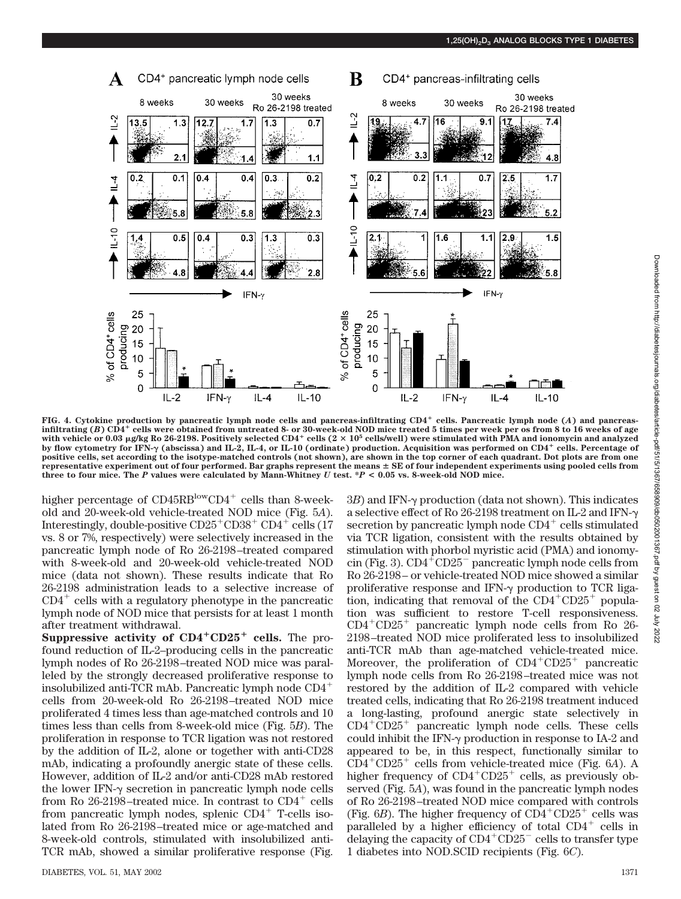FIG. 4. Cytokine production by pancreatic lymph node cells and pancreas-infiltrating CD4+ cells. Pancreatic lymph node (*A*) and pancreas-infiltrating (*B*) CD4+ cells were obtained from untreated 8- or 30-week-old NOD mice treated 5 times per week per os from 8 to 16 weeks of age with vehicle or 0.03 μg/kg Ro 26-2198. Positively selected CD4+ cells ($2 \times 10^5$ cells/well) were stimulated with PMA and ionomycin and analyzed by flow cytometry for IFN-γ (abscissa) and IL-2, IL-4, or IL-10 (ordinate) production. Acquisition was performed on CD4+ cells. Percentage of positive cells, set according to the isotype-matched controls (not shown), are shown in the top corner of each quadrant. Dot plots are from one representative experiment out of four performed. Bar graphs represent the means ± SE of four independent experiments using pooled cells from three to four mice. The *P* values were calculated by Mann-Whitney *U* test. \**P* < 0.05 vs. 8-week-old NOD mice.

higher percentage of CD45RB$^{low}$CD4+ cells than 8-week-old and 20-week-old vehicle-treated NOD mice (Fig. 5*A*). Interestingly, double-positive CD25+CD38+ CD4+ cells (17 vs. 8 or 7%, respectively) were selectively increased in the pancreatic lymph node of Ro 26-2198–treated compared with 8-week-old and 20-week-old vehicle-treated NOD mice (data not shown). These results indicate that Ro 26-2198 administration leads to a selective increase of CD4+ cells with a regulatory phenotype in the pancreatic lymph node of NOD mice that persists for at least 1 month after treatment withdrawal.

**Suppressive activity of CD4+CD25+ cells.** The profound reduction of IL-2–producing cells in the pancreatic lymph nodes of Ro 26-2198–treated NOD mice was paralleled by the strongly decreased proliferative response to insolubilized anti-TCR mAb. Pancreatic lymph node CD4+ cells from 20-week-old Ro 26-2198–treated NOD mice proliferated 4 times less than age-matched controls and 10 times less than cells from 8-week-old mice (Fig. 5*B*). The proliferation in response to TCR ligation was not restored by the addition of IL-2, alone or together with anti-CD28 mAb, indicating a profoundly anergic state of these cells. However, addition of IL-2 and/or anti-CD28 mAb restored the lower IFN-γ secretion in pancreatic lymph node cells from Ro 26-2198–treated mice. In contrast to CD4+ cells from pancreatic lymph nodes, splenic CD4+ T-cells isolated from Ro 26-2198–treated mice or age-matched and 8-week-old controls, stimulated with insolubilized anti-TCR mAb, showed a similar proliferative response (Fig. 3*B*) and IFN-γ production (data not shown). This indicates a selective effect of Ro 26-2198 treatment on IL-2 and IFN-γ secretion by pancreatic lymph node CD4+ cells stimulated via TCR ligation, consistent with the results obtained by stimulation with phorbol myristic acid (PMA) and ionomycin (Fig. 3). CD4+CD25− pancreatic lymph node cells from Ro 26-2198– or vehicle-treated NOD mice showed a similar proliferative response and IFN-γ production to TCR ligation, indicating that removal of the CD4+CD25+ population was sufficient to restore T-cell responsiveness. CD4+CD25+ pancreatic lymph node cells from Ro 26-2198–treated NOD mice proliferated less to insolubilized anti-TCR mAb than age-matched vehicle-treated mice. Moreover, the proliferation of CD4+CD25+ pancreatic lymph node cells from Ro 26-2198–treated mice was not restored by the addition of IL-2 compared with vehicle treated cells, indicating that Ro 26-2198 treatment induced a long-lasting, profound anergic state selectively in CD4+CD25+ pancreatic lymph node cells. These cells could inhibit the IFN-γ production in response to IA-2 and appeared to be, in this respect, functionally similar to CD4+CD25+ cells from vehicle-treated mice (Fig. 6*A*). A higher frequency of CD4+CD25+ cells, as previously observed (Fig. 5*A*), was found in the pancreatic lymph nodes of Ro 26-2198–treated NOD mice compared with controls (Fig. 6*B*). The higher frequency of CD4+CD25+ cells was paralleled by a higher efficiency of total CD4+ cells in delaying the capacity of CD4+CD25− cells to transfer type 1 diabetes into NOD.SCID recipients (Fig. 6*C*).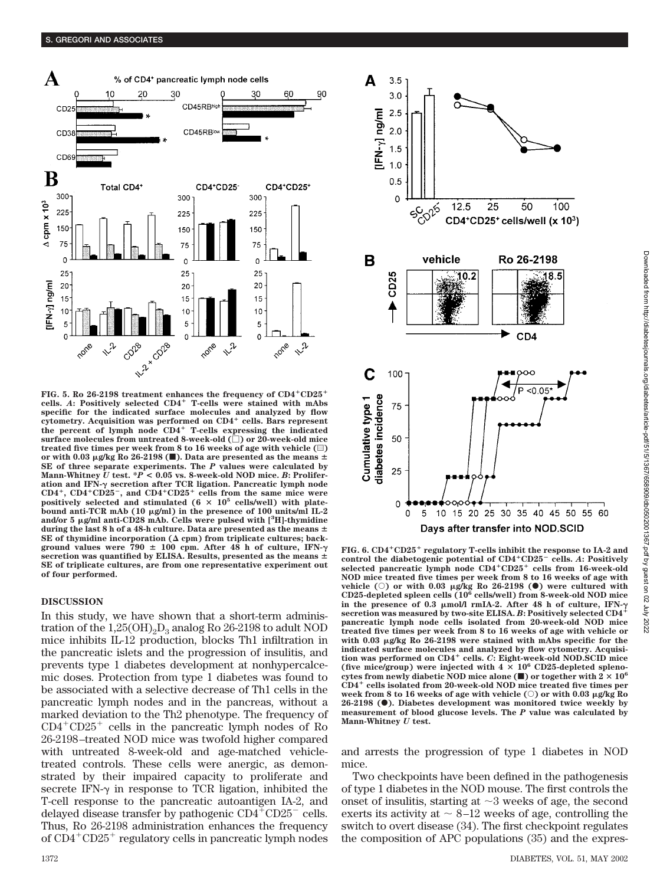**FIG. 5. Ro 26-2198 treatment enhances the frequency of $CD4^+CD25^+$ cells.** ***A*: Positively selected $CD4^+$ T-cells were stained with mAbs specific for the indicated surface molecules and analyzed by flow cytometry. Acquisition was performed on $CD4^+$ cells. Bars represent the percent of lymph node $CD4^+$ T-cells expressing the indicated surface molecules from untreated 8-week-old (□) or 20-week-old mice treated five times per week from 8 to 16 weeks of age with vehicle (▨) or with 0.03 μg/kg Ro 26-2198 (■). Data are presented as the means ± SE of three separate experiments. The *P* values were calculated by Mann-Whitney *U* test. \**P* < 0.05 vs. 8-week-old NOD mice. *B*: Proliferation and IFN-γ secretion after TCR ligation. Pancreatic lymph node $CD4^+$, $CD4^+CD25^-$, and $CD4^+CD25^+$ cells from the same mice were positively selected and stimulated ($6 \times 10^5$ cells/well) with plate-bound anti-TCR mAb (10 μg/ml) in the presence of 100 units/ml IL-2 and/or 5 μg/ml anti-CD28 mAb. Cells were pulsed with [$^3$H]-thymidine during the last 8 h of a 48-h culture. Data are presented as the means ± SE of thymidine incorporation (Δ cpm) from triplicate cultures; background values were 790 ± 100 cpm. After 48 h of culture, IFN-γ secretion was quantified by ELISA. Results, presented as the means ± SE of triplicate cultures, are from one representative experiment out of four performed.**

**FIG. 6. $CD4^+CD25^+$ regulatory T-cells inhibit the response to IA-2 and control the diabetogenic potential of $CD4^+CD25^-$ cells.** ***A*: Positively selected pancreatic lymph node $CD4^+CD25^+$ cells from 16-week-old NOD mice treated five times per week from 8 to 16 weeks of age with vehicle (○) or with 0.03 μg/kg Ro 26-2198 (●) were cultured with CD25-depleted spleen cells ($10^6$ cells/well) from 8-week-old NOD mice in the presence of 0.3 μmol/l rmIA-2. After 48 h of culture, IFN-γ secretion was measured by two-site ELISA. *B*: Positively selected $CD4^+$ pancreatic lymph node cells isolated from 20-week-old NOD mice treated five times per week from 8 to 16 weeks of age with vehicle or with 0.03 μg/kg Ro 26-2198 were stained with mAbs specific for the indicated surface molecules and analyzed by flow cytometry. Acquisition was performed on $CD4^+$ cells. *C*: Eight-week-old NOD.SCID mice (five mice/group) were injected with $4 \times 10^6$ CD25-depleted splenocytes from newly diabetic NOD mice alone (■) or together with $2 \times 10^6$ $CD4^+$ cells isolated from 20-week-old NOD mice treated five times per week from 8 to 16 weeks of age with vehicle (○) or with 0.03 μg/kg Ro 26-2198 (●). Diabetes development was monitored twice weekly by measurement of blood glucose levels. The *P* value was calculated by Mann-Whitney *U* test.**

## DISCUSSION

In this study, we have shown that a short-term administration of the $1,25(OH)_2D_3$ analog Ro 26-2198 to adult NOD mice inhibits IL-12 production, blocks Th1 infiltration in the pancreatic islets and the progression of insulitis, and prevents type 1 diabetes development at nonhypercalcemic doses. Protection from type 1 diabetes was found to be associated with a selective decrease of Th1 cells in the pancreatic lymph nodes and in the pancreas, without a marked deviation to the Th2 phenotype. The frequency of $CD4^+CD25^+$ cells in the pancreatic lymph nodes of Ro 26-2198–treated NOD mice was twofold higher compared with untreated 8-week-old and age-matched vehicle-treated controls. These cells were anergic, as demonstrated by their impaired capacity to proliferate and secrete IFN-γ in response to TCR ligation, inhibited the T-cell response to the pancreatic autoantigen IA-2, and delayed disease transfer by pathogenic $CD4^+CD25^-$ cells. Thus, Ro 26-2198 administration enhances the frequency of $CD4^+CD25^+$ regulatory cells in pancreatic lymph nodes and arrests the progression of type 1 diabetes in NOD mice.

Two checkpoints have been defined in the pathogenesis of type 1 diabetes in the NOD mouse. The first controls the onset of insulitis, starting at ~3 weeks of age, the second exerts its activity at ~ 8–12 weeks of age, controlling the switch to overt disease (34). The first checkpoint regulates the composition of APC populations (35) and the expres-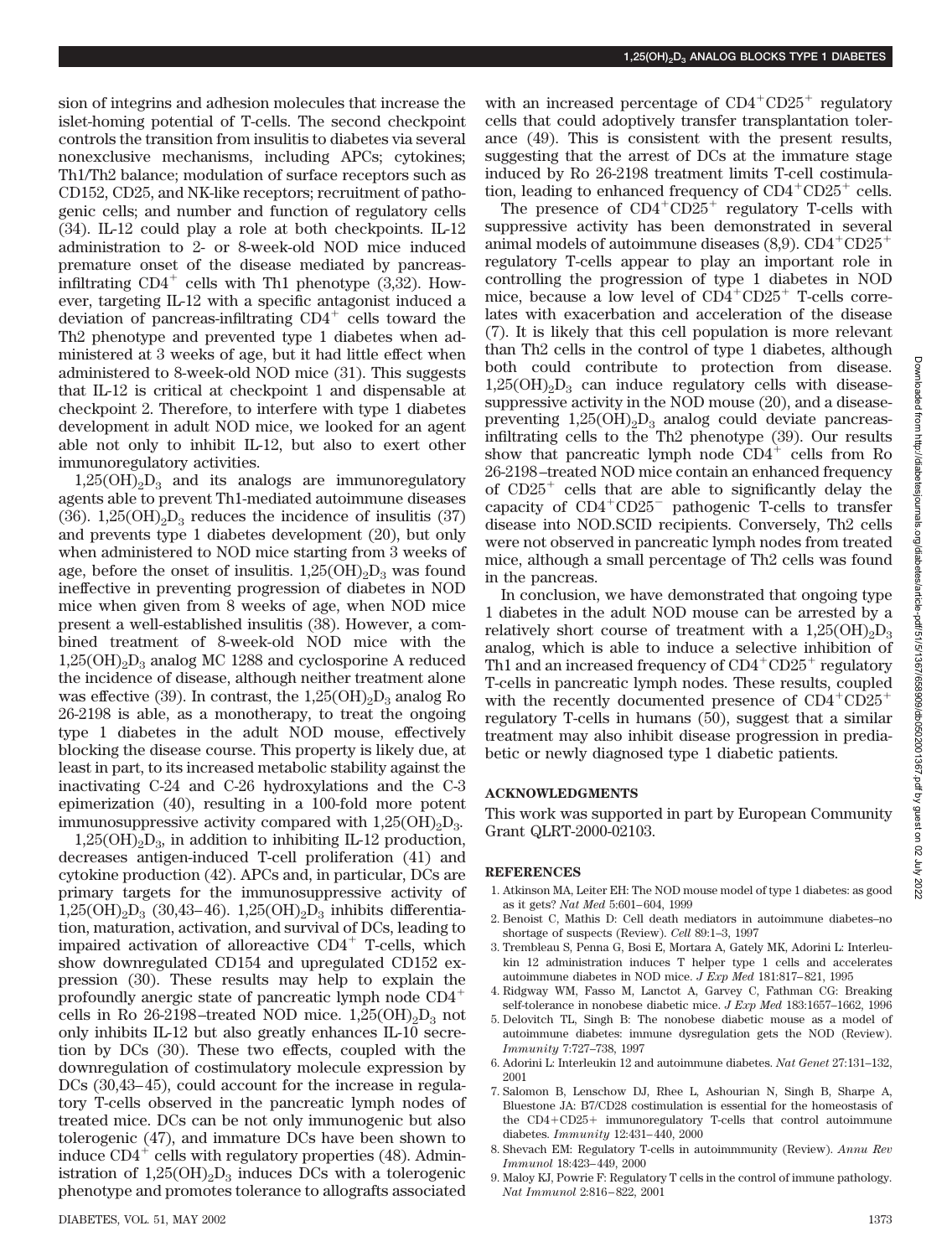sion of integrins and adhesion molecules that increase the islet-homing potential of T-cells. The second checkpoint controls the transition from insulitis to diabetes via several nonexclusive mechanisms, including APCs; cytokines; Th1/Th2 balance; modulation of surface receptors such as CD152, CD25, and NK-like receptors; recruitment of pathogenic cells; and number and function of regulatory cells (34). IL-12 could play a role at both checkpoints. IL-12 administration to 2- or 8-week-old NOD mice induced premature onset of the disease mediated by pancreas-infiltrating $CD4^+$ cells with Th1 phenotype (3,32). However, targeting IL-12 with a specific antagonist induced a deviation of pancreas-infiltrating $CD4^+$ cells toward the Th2 phenotype and prevented type 1 diabetes when administered at 3 weeks of age, but it had little effect when administered to 8-week-old NOD mice (31). This suggests that IL-12 is critical at checkpoint 1 and dispensable at checkpoint 2. Therefore, to interfere with type 1 diabetes development in adult NOD mice, we looked for an agent able not only to inhibit IL-12, but also to exert other immunoregulatory activities.

$1,25(OH)_2D_3$ and its analogs are immunoregulatory agents able to prevent Th1-mediated autoimmune diseases (36). $1,25(OH)_2D_3$ reduces the incidence of insulitis (37) and prevents type 1 diabetes development (20), but only when administered to NOD mice starting from 3 weeks of age, before the onset of insulitis. $1,25(OH)_2D_3$ was found ineffective in preventing progression of diabetes in NOD mice when given from 8 weeks of age, when NOD mice present a well-established insulitis (38). However, a combined treatment of 8-week-old NOD mice with the $1,25(OH)_2D_3$ analog MC 1288 and cyclosporine A reduced the incidence of disease, although neither treatment alone was effective (39). In contrast, the $1,25(OH)_2D_3$ analog Ro 26-2198 is able, as a monotherapy, to treat the ongoing type 1 diabetes in the adult NOD mouse, effectively blocking the disease course. This property is likely due, at least in part, to its increased metabolic stability against the inactivating C-24 and C-26 hydroxylations and the C-3 epimerization (40), resulting in a 100-fold more potent immunosuppressive activity compared with $1,25(OH)_2D_3$.

$1,25(OH)_2D_3$, in addition to inhibiting IL-12 production, decreases antigen-induced T-cell proliferation (41) and cytokine production (42). APCs and, in particular, DCs are primary targets for the immunosuppressive activity of $1,25(OH)_2D_3$ (30,43–46). $1,25(OH)_2D_3$ inhibits differentiation, maturation, activation, and survival of DCs, leading to impaired activation of alloreactive $CD4^+$ T-cells, which show downregulated CD154 and upregulated CD152 expression (30). These results may help to explain the profoundly anergic state of pancreatic lymph node $CD4^+$ cells in Ro 26-2198–treated NOD mice. $1,25(OH)_2D_3$ not only inhibits IL-12 but also greatly enhances IL-10 secretion by DCs (30). These two effects, coupled with the downregulation of costimulatory molecule expression by DCs (30,43–45), could account for the increase in regulatory T-cells observed in the pancreatic lymph nodes of treated mice. DCs can be not only immunogenic but also tolerogenic (47), and immature DCs have been shown to induce $CD4^+$ cells with regulatory properties (48). Administration of $1,25(OH)_2D_3$ induces DCs with a tolerogenic phenotype and promotes tolerance to allografts associated with an increased percentage of $CD4^+CD25^+$ regulatory cells that could adoptively transfer transplantation tolerance (49). This is consistent with the present results, suggesting that the arrest of DCs at the immature stage induced by Ro 26-2198 treatment limits T-cell costimulation, leading to enhanced frequency of $CD4^+CD25^+$ cells.

The presence of $CD4^+CD25^+$ regulatory T-cells with suppressive activity has been demonstrated in several animal models of autoimmune diseases (8,9). $CD4^+CD25^+$ regulatory T-cells appear to play an important role in controlling the progression of type 1 diabetes in NOD mice, because a low level of $CD4^+CD25^+$ T-cells correlates with exacerbation and acceleration of the disease (7). It is likely that this cell population is more relevant than Th2 cells in the control of type 1 diabetes, although both could contribute to protection from disease. $1,25(OH)_2D_3$ can induce regulatory cells with disease-suppressive activity in the NOD mouse (20), and a disease-preventing $1,25(OH)_2D_3$ analog could deviate pancreas-infiltrating cells to the Th2 phenotype (39). Our results show that pancreatic lymph node $CD4^+$ cells from Ro 26-2198–treated NOD mice contain an enhanced frequency of $CD25^+$ cells that are able to significantly delay the capacity of $CD4^+CD25^-$ pathogenic T-cells to transfer disease into NOD.SCID recipients. Conversely, Th2 cells were not observed in pancreatic lymph nodes from treated mice, although a small percentage of Th2 cells was found in the pancreas.

In conclusion, we have demonstrated that ongoing type 1 diabetes in the adult NOD mouse can be arrested by a relatively short course of treatment with a $1,25(OH)_2D_3$ analog, which is able to induce a selective inhibition of Th1 and an increased frequency of $CD4^+CD25^+$ regulatory T-cells in pancreatic lymph nodes. These results, coupled with the recently documented presence of $CD4^+CD25^+$ regulatory T-cells in humans (50), suggest that a similar treatment may also inhibit disease progression in prediabetic or newly diagnosed type 1 diabetic patients.

## ACKNOWLEDGMENTS

This work was supported in part by European Community Grant QLRT-2000-02103.

## REFERENCES

1. Atkinson MA, Leiter EH: The NOD mouse model of type 1 diabetes: as good as it gets? *Nat Med* 5:601–604, 1999
2. Benoist C, Mathis D: Cell death mediators in autoimmune diabetes–no shortage of suspects (Review). *Cell* 89:1–3, 1997
3. Trembleau S, Penna G, Bosi E, Mortara A, Gately MK, Adorini L: Interleukin 12 administration induces T helper type 1 cells and accelerates autoimmune diabetes in NOD mice. *J Exp Med* 181:817–821, 1995
4. Ridgway WM, Fasso M, Lanctot A, Garvey C, Fathman CG: Breaking self-tolerance in nonobese diabetic mice. *J Exp Med* 183:1657–1662, 1996
5. Delovitch TL, Singh B: The nonobese diabetic mouse as a model of autoimmune diabetes: immune dysregulation gets the NOD (Review). *Immunity* 7:727–738, 1997
6. Adorini L: Interleukin 12 and autoimmune diabetes. *Nat Genet* 27:131–132, 2001
7. Salomon B, Lenschow DJ, Rhee L, Ashourian N, Singh B, Sharpe A, Bluestone JA: B7/CD28 costimulation is essential for the homeostasis of the CD4+CD25+ immunoregulatory T-cells that control autoimmune diabetes. *Immunity* 12:431–440, 2000
8. Shevach EM: Regulatory T-cells in autoimmmunity (Review). *Annu Rev Immunol* 18:423–449, 2000
9. Maloy KJ, Powrie F: Regulatory T cells in the control of immune pathology. *Nat Immunol* 2:816–822, 2001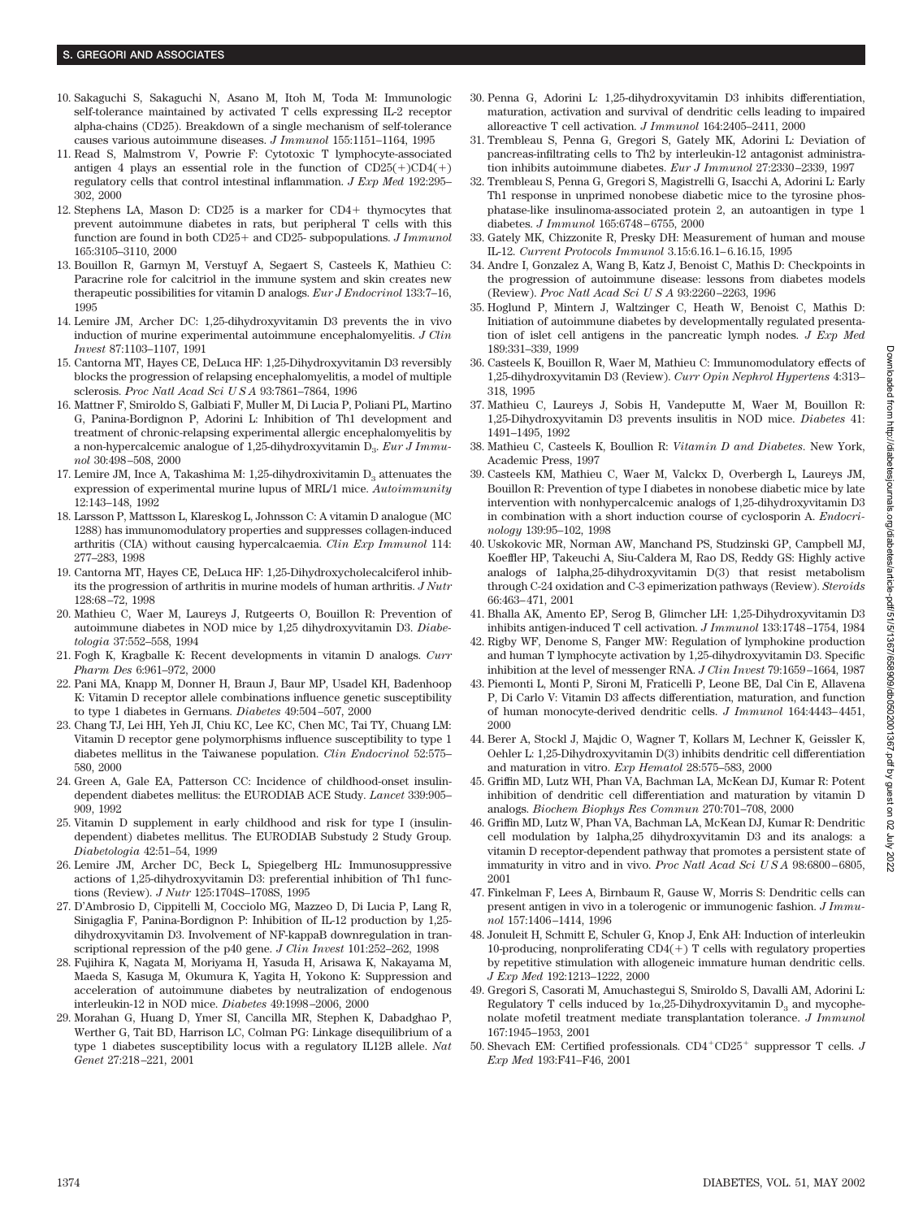10. Sakaguchi S, Sakaguchi N, Asano M, Itoh M, Toda M: Immunologic self-tolerance maintained by activated T cells expressing IL-2 receptor alpha-chains (CD25). Breakdown of a single mechanism of self-tolerance causes various autoimmune diseases. *J Immunol* 155:1151–1164, 1995
11. Read S, Malmstrom V, Powrie F: Cytotoxic T lymphocyte-associated antigen 4 plays an essential role in the function of CD25(+)CD4(+) regulatory cells that control intestinal inflammation. *J Exp Med* 192:295–302, 2000
12. Stephens LA, Mason D: CD25 is a marker for CD4+ thymocytes that prevent autoimmune diabetes in rats, but peripheral T cells with this function are found in both CD25+ and CD25- subpopulations. *J Immunol* 165:3105–3110, 2000
13. Bouillon R, Garmyn M, Verstuyf A, Segaert S, Casteels K, Mathieu C: Paracrine role for calcitriol in the immune system and skin creates new therapeutic possibilities for vitamin D analogs. *Eur J Endocrinol* 133:7–16, 1995
14. Lemire JM, Archer DC: 1,25-dihydroxyvitamin D3 prevents the in vivo induction of murine experimental autoimmune encephalomyelitis. *J Clin Invest* 87:1103–1107, 1991
15. Cantorna MT, Hayes CE, DeLuca HF: 1,25-Dihydroxyvitamin D3 reversibly blocks the progression of relapsing encephalomyelitis, a model of multiple sclerosis. *Proc Natl Acad Sci U S A* 93:7861–7864, 1996
16. Mattner F, Smiroldo S, Galbiati F, Muller M, Di Lucia P, Poliani PL, Martino G, Panina-Bordignon P, Adorini L: Inhibition of Th1 development and treatment of chronic-relapsing experimental allergic encephalomyelitis by a non-hypercalcemic analogue of 1,25-dihydroxyvitamin $D_3$. *Eur J Immunol* 30:498–508, 2000
17. Lemire JM, Ince A, Takashima M: 1,25-dihydroxivitamin $D_3$ attenuates the expression of experimental murine lupus of MRL/1 mice. *Autoimmunity* 12:143–148, 1992
18. Larsson P, Mattsson L, Klareskog L, Johnsson C: A vitamin D analogue (MC 1288) has immunomodulatory properties and suppresses collagen-induced arthritis (CIA) without causing hypercalcaemia. *Clin Exp Immunol* 114: 277–283, 1998
19. Cantorna MT, Hayes CE, DeLuca HF: 1,25-Dihydroxycholecalciferol inhibits the progression of arthritis in murine models of human arthritis. *J Nutr* 128:68–72, 1998
20. Mathieu C, Waer M, Laureys J, Rutgeerts O, Bouillon R: Prevention of autoimmune diabetes in NOD mice by 1,25 dihydroxyvitamin D3. *Diabetologia* 37:552–558, 1994
21. Fogh K, Kragballe K: Recent developments in vitamin D analogs. *Curr Pharm Des* 6:961–972, 2000
22. Pani MA, Knapp M, Donner H, Braun J, Baur MP, Usadel KH, Badenhoop K: Vitamin D receptor allele combinations influence genetic susceptibility to type 1 diabetes in Germans. *Diabetes* 49:504–507, 2000
23. Chang TJ, Lei HH, Yeh JI, Chiu KC, Lee KC, Chen MC, Tai TY, Chuang LM: Vitamin D receptor gene polymorphisms influence susceptibility to type 1 diabetes mellitus in the Taiwanese population. *Clin Endocrinol* 52:575–580, 2000
24. Green A, Gale EA, Patterson CC: Incidence of childhood-onset insulin-dependent diabetes mellitus: the EURODIAB ACE Study. *Lancet* 339:905–909, 1992
25. Vitamin D supplement in early childhood and risk for type I (insulin-dependent) diabetes mellitus. The EURODIAB Substudy 2 Study Group. *Diabetologia* 42:51–54, 1999
26. Lemire JM, Archer DC, Beck L, Spiegelberg HL: Immunosuppressive actions of 1,25-dihydroxyvitamin D3: preferential inhibition of Th1 functions (Review). *J Nutr* 125:1704S–1708S, 1995
27. D'Ambrosio D, Cippitelli M, Cocciolo MG, Mazzeo D, Di Lucia P, Lang R, Sinigaglia F, Panina-Bordignon P: Inhibition of IL-12 production by 1,25-dihydroxyvitamin D3. Involvement of NF-kappaB downregulation in transcriptional repression of the p40 gene. *J Clin Invest* 101:252–262, 1998
28. Fujihira K, Nagata M, Moriyama H, Yasuda H, Arisawa K, Nakayama M, Maeda S, Kasuga M, Okumura K, Yagita H, Yokono K: Suppression and acceleration of autoimmune diabetes by neutralization of endogenous interleukin-12 in NOD mice. *Diabetes* 49:1998–2006, 2000
29. Morahan G, Huang D, Ymer SI, Cancilla MR, Stephen K, Dabadghao P, Werther G, Tait BD, Harrison LC, Colman PG: Linkage disequilibrium of a type 1 diabetes susceptibility locus with a regulatory IL12B allele. *Nat Genet* 27:218–221, 2001
30. Penna G, Adorini L: 1,25-dihydroxyvitamin D3 inhibits differentiation, maturation, activation and survival of dendritic cells leading to impaired alloreactive T cell activation. *J Immunol* 164:2405–2411, 2000
31. Trembleau S, Penna G, Gregori S, Gately MK, Adorini L: Deviation of pancreas-infiltrating cells to Th2 by interleukin-12 antagonist administration inhibits autoimmune diabetes. *Eur J Immunol* 27:2330–2339, 1997
32. Trembleau S, Penna G, Gregori S, Magistrelli G, Isacchi A, Adorini L: Early Th1 response in unprimed nonobese diabetic mice to the tyrosine phosphatase-like insulinoma-associated protein 2, an autoantigen in type 1 diabetes. *J Immunol* 165:6748–6755, 2000
33. Gately MK, Chizzonite R, Presky DH: Measurement of human and mouse IL-12. *Current Protocols Immunol* 3.15:6.16.1–6.16.15, 1995
34. Andre I, Gonzalez A, Wang B, Katz J, Benoist C, Mathis D: Checkpoints in the progression of autoimmune disease: lessons from diabetes models (Review). *Proc Natl Acad Sci U S A* 93:2260–2263, 1996
35. Hoglund P, Mintern J, Waltzinger C, Heath W, Benoist C, Mathis D: Initiation of autoimmune diabetes by developmentally regulated presentation of islet cell antigens in the pancreatic lymph nodes. *J Exp Med* 189:331–339, 1999
36. Casteels K, Bouillon R, Waer M, Mathieu C: Immunomodulatory effects of 1,25-dihydroxyvitamin D3 (Review). *Curr Opin Nephrol Hypertens* 4:313–318, 1995
37. Mathieu C, Laureys J, Sobis H, Vandeputte M, Waer M, Bouillon R: 1,25-Dihydroxyvitamin D3 prevents insulitis in NOD mice. *Diabetes* 41: 1491–1495, 1992
38. Mathieu C, Casteels K, Boullion R: *Vitamin D and Diabetes*. New York, Academic Press, 1997
39. Casteels KM, Mathieu C, Waer M, Valckx D, Overbergh L, Laureys JM, Bouillon R: Prevention of type I diabetes in nonobese diabetic mice by late intervention with nonhypercalcemic analogs of 1,25-dihydroxyvitamin D3 in combination with a short induction course of cyclosporin A. *Endocrinology* 139:95–102, 1998
40. Uskokovic MR, Norman AW, Manchand PS, Studzinski GP, Campbell MJ, Koeffler HP, Takeuchi A, Siu-Caldera M, Rao DS, Reddy GS: Highly active analogs of 1alpha,25-dihydroxyvitamin D(3) that resist metabolism through C-24 oxidation and C-3 epimerization pathways (Review). *Steroids* 66:463–471, 2001
41. Bhalla AK, Amento EP, Serog B, Glimcher LH: 1,25-Dihydroxyvitamin D3 inhibits antigen-induced T cell activation. *J Immunol* 133:1748–1754, 1984
42. Rigby WF, Denome S, Fanger MW: Regulation of lymphokine production and human T lymphocyte activation by 1,25-dihydroxyvitamin D3. Specific inhibition at the level of messenger RNA. *J Clin Invest* 79:1659–1664, 1987
43. Piemonti L, Monti P, Sironi M, Fraticelli P, Leone BE, Dal Cin E, Allavena P, Di Carlo V: Vitamin D3 affects differentiation, maturation, and function of human monocyte-derived dendritic cells. *J Immunol* 164:4443–4451, 2000
44. Berer A, Stockl J, Majdic O, Wagner T, Kollars M, Lechner K, Geissler K, Oehler L: 1,25-Dihydroxyvitamin D(3) inhibits dendritic cell differentiation and maturation in vitro. *Exp Hematol* 28:575–583, 2000
45. Griffin MD, Lutz WH, Phan VA, Bachman LA, McKean DJ, Kumar R: Potent inhibition of dendritic cell differentiation and maturation by vitamin D analogs. *Biochem Biophys Res Commun* 270:701–708, 2000
46. Griffin MD, Lutz W, Phan VA, Bachman LA, McKean DJ, Kumar R: Dendritic cell modulation by 1alpha,25 dihydroxyvitamin D3 and its analogs: a vitamin D receptor-dependent pathway that promotes a persistent state of immaturity in vitro and in vivo. *Proc Natl Acad Sci U S A* 98:6800–6805, 2001
47. Finkelman F, Lees A, Birnbaum R, Gause W, Morris S: Dendritic cells can present antigen in vivo in a tolerogenic or immunogenic fashion. *J Immunol* 157:1406–1414, 1996
48. Jonuleit H, Schmitt E, Schuler G, Knop J, Enk AH: Induction of interleukin 10-producing, nonproliferating CD4(+) T cells with regulatory properties by repetitive stimulation with allogeneic immature human dendritic cells. *J Exp Med* 192:1213–1222, 2000
49. Gregori S, Casorati M, Amuchastegui S, Smiroldo S, Davalli AM, Adorini L: Regulatory T cells induced by 1$\alpha$,25-Dihydroxyvitamin $D_3$ and mycophenolate mofetil treatment mediate transplantation tolerance. *J Immunol* 167:1945–1953, 2001
50. Shevach EM: Certified professionals. $CD4^+CD25^+$ suppressor T cells. *J Exp Med* 193:F41–F46, 2001